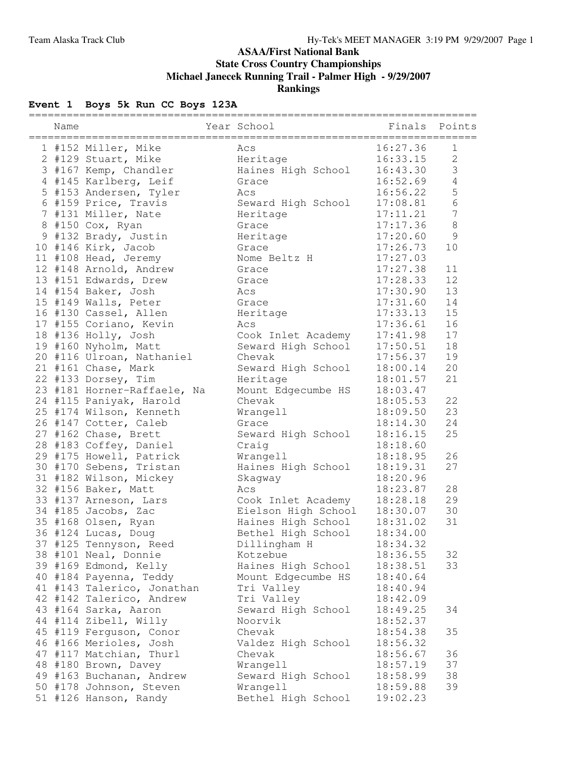# ASAA/First National Bank
## State Cross Country Championships
### Michael Janecek Running Trail - Palmer High - 9/29/2007
### Rankings

**Event 1 Boys 5k Run CC Boys 123A**

| | Name | Year | School | Finals | Points |
|---|---|---|---|---|---|
| 1 | #152 Miller, Mike | | Acs | 16:27.36 | 1 |
| 2 | #129 Stuart, Mike | | Heritage | 16:33.15 | 2 |
| 3 | #167 Kemp, Chandler | | Haines High School | 16:43.30 | 3 |
| 4 | #145 Karlberg, Leif | | Grace | 16:52.69 | 4 |
| 5 | #153 Andersen, Tyler | | Acs | 16:56.22 | 5 |
| 6 | #159 Price, Travis | | Seward High School | 17:08.81 | 6 |
| 7 | #131 Miller, Nate | | Heritage | 17:11.21 | 7 |
| 8 | #150 Cox, Ryan | | Grace | 17:17.36 | 8 |
| 9 | #132 Brady, Justin | | Heritage | 17:20.60 | 9 |
| 10 | #146 Kirk, Jacob | | Grace | 17:26.73 | 10 |
| 11 | #108 Head, Jeremy | | Nome Beltz H | 17:27.03 | |
| 12 | #148 Arnold, Andrew | | Grace | 17:27.38 | 11 |
| 13 | #151 Edwards, Drew | | Grace | 17:28.33 | 12 |
| 14 | #154 Baker, Josh | | Acs | 17:30.90 | 13 |
| 15 | #149 Walls, Peter | | Grace | 17:31.60 | 14 |
| 16 | #130 Cassel, Allen | | Heritage | 17:33.13 | 15 |
| 17 | #155 Coriano, Kevin | | Acs | 17:36.61 | 16 |
| 18 | #136 Holly, Josh | | Cook Inlet Academy | 17:41.98 | 17 |
| 19 | #160 Nyholm, Matt | | Seward High School | 17:50.51 | 18 |
| 20 | #116 Ulroan, Nathaniel | | Chevak | 17:56.37 | 19 |
| 21 | #161 Chase, Mark | | Seward High School | 18:00.14 | 20 |
| 22 | #133 Dorsey, Tim | | Heritage | 18:01.57 | 21 |
| 23 | #181 Horner-Raffaele, Na | | Mount Edgecumbe HS | 18:03.47 | |
| 24 | #115 Paniyak, Harold | | Chevak | 18:05.53 | 22 |
| 25 | #174 Wilson, Kenneth | | Wrangell | 18:09.50 | 23 |
| 26 | #147 Cotter, Caleb | | Grace | 18:14.30 | 24 |
| 27 | #162 Chase, Brett | | Seward High School | 18:16.15 | 25 |
| 28 | #183 Coffey, Daniel | | Craig | 18:18.60 | |
| 29 | #175 Howell, Patrick | | Wrangell | 18:18.95 | 26 |
| 30 | #170 Sebens, Tristan | | Haines High School | 18:19.31 | 27 |
| 31 | #182 Wilson, Mickey | | Skagway | 18:20.96 | |
| 32 | #156 Baker, Matt | | Acs | 18:23.87 | 28 |
| 33 | #137 Arneson, Lars | | Cook Inlet Academy | 18:28.18 | 29 |
| 34 | #185 Jacobs, Zac | | Eielson High School | 18:30.07 | 30 |
| 35 | #168 Olsen, Ryan | | Haines High School | 18:31.02 | 31 |
| 36 | #124 Lucas, Doug | | Bethel High School | 18:34.00 | |
| 37 | #125 Tennyson, Reed | | Dillingham H | 18:34.32 | |
| 38 | #101 Neal, Donnie | | Kotzebue | 18:36.55 | 32 |
| 39 | #169 Edmond, Kelly | | Haines High School | 18:38.51 | 33 |
| 40 | #184 Payenna, Teddy | | Mount Edgecumbe HS | 18:40.64 | |
| 41 | #143 Talerico, Jonathan | | Tri Valley | 18:40.94 | |
| 42 | #142 Talerico, Andrew | | Tri Valley | 18:42.09 | |
| 43 | #164 Sarka, Aaron | | Seward High School | 18:49.25 | 34 |
| 44 | #114 Zibell, Willy | | Noorvik | 18:52.37 | |
| 45 | #119 Ferguson, Conor | | Chevak | 18:54.38 | 35 |
| 46 | #166 Merioles, Josh | | Valdez High School | 18:56.32 | |
| 47 | #117 Matchian, Thurl | | Chevak | 18:56.67 | 36 |
| 48 | #180 Brown, Davey | | Wrangell | 18:57.19 | 37 |
| 49 | #163 Buchanan, Andrew | | Seward High School | 18:58.99 | 38 |
| 50 | #178 Johnson, Steven | | Wrangell | 18:59.88 | 39 |
| 51 | #126 Hanson, Randy | | Bethel High School | 19:02.23 | |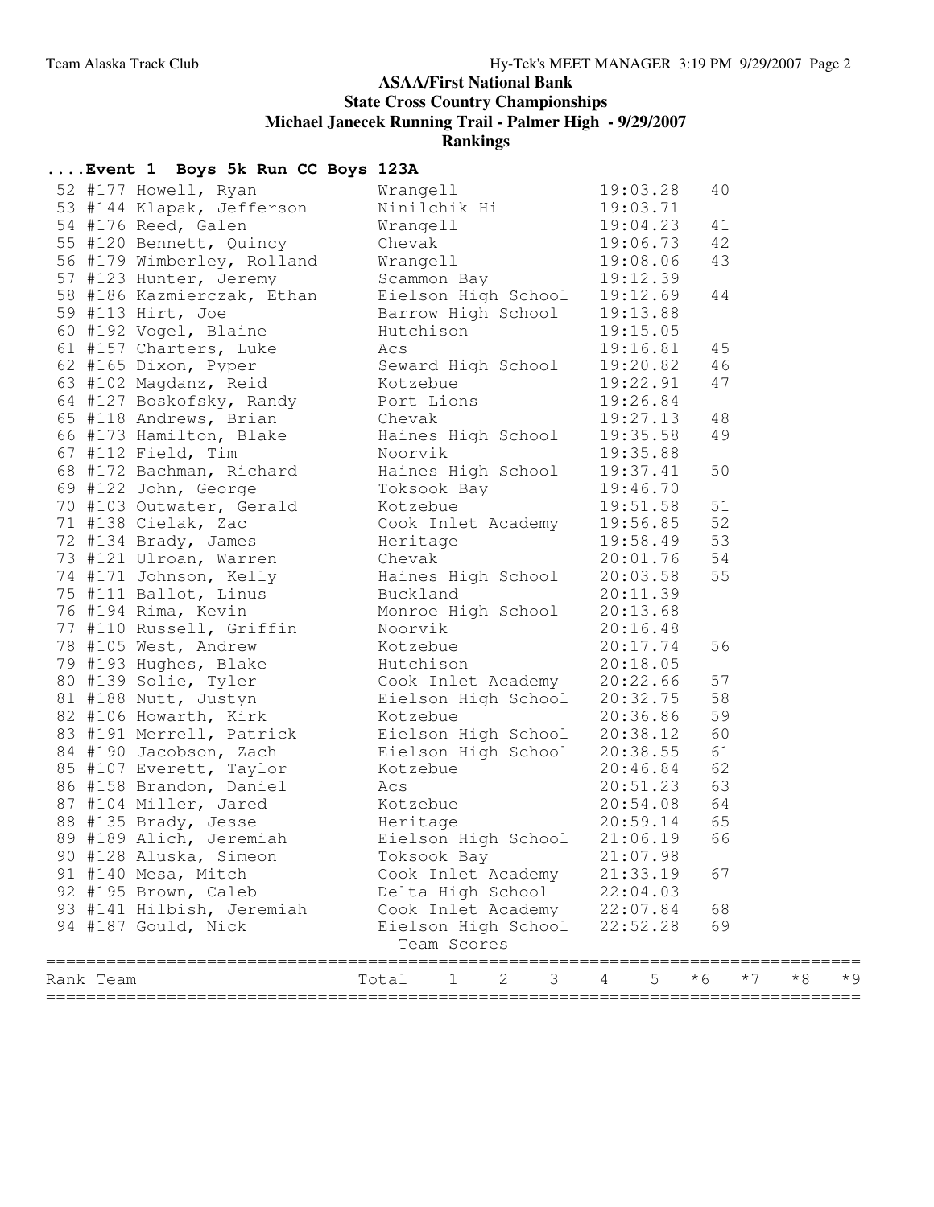**ASAA/First National Bank**
**State Cross Country Championships**
**Michael Janecek Running Trail - Palmer High - 9/29/2007**
**Rankings**

### ....Event 1 Boys 5k Run CC Boys 123A

| Place | # | Name | School | Time | Points |
|---|---|---|---|---|---|
| 52 | #177 | Howell, Ryan | Wrangell | 19:03.28 | 40 |
| 53 | #144 | Klapak, Jefferson | Ninilchik Hi | 19:03.71 | |
| 54 | #176 | Reed, Galen | Wrangell | 19:04.23 | 41 |
| 55 | #120 | Bennett, Quincy | Chevak | 19:06.73 | 42 |
| 56 | #179 | Wimberley, Rolland | Wrangell | 19:08.06 | 43 |
| 57 | #123 | Hunter, Jeremy | Scammon Bay | 19:12.39 | |
| 58 | #186 | Kazmierczak, Ethan | Eielson High School | 19:12.69 | 44 |
| 59 | #113 | Hirt, Joe | Barrow High School | 19:13.88 | |
| 60 | #192 | Vogel, Blaine | Hutchison | 19:15.05 | |
| 61 | #157 | Charters, Luke | Acs | 19:16.81 | 45 |
| 62 | #165 | Dixon, Pyper | Seward High School | 19:20.82 | 46 |
| 63 | #102 | Magdanz, Reid | Kotzebue | 19:22.91 | 47 |
| 64 | #127 | Boskofsky, Randy | Port Lions | 19:26.84 | |
| 65 | #118 | Andrews, Brian | Chevak | 19:27.13 | 48 |
| 66 | #173 | Hamilton, Blake | Haines High School | 19:35.58 | 49 |
| 67 | #112 | Field, Tim | Noorvik | 19:35.88 | |
| 68 | #172 | Bachman, Richard | Haines High School | 19:37.41 | 50 |
| 69 | #122 | John, George | Toksook Bay | 19:46.70 | |
| 70 | #103 | Outwater, Gerald | Kotzebue | 19:51.58 | 51 |
| 71 | #138 | Cielak, Zac | Cook Inlet Academy | 19:56.85 | 52 |
| 72 | #134 | Brady, James | Heritage | 19:58.49 | 53 |
| 73 | #121 | Ulroan, Warren | Chevak | 20:01.76 | 54 |
| 74 | #171 | Johnson, Kelly | Haines High School | 20:03.58 | 55 |
| 75 | #111 | Ballot, Linus | Buckland | 20:11.39 | |
| 76 | #194 | Rima, Kevin | Monroe High School | 20:13.68 | |
| 77 | #110 | Russell, Griffin | Noorvik | 20:16.48 | |
| 78 | #105 | West, Andrew | Kotzebue | 20:17.74 | 56 |
| 79 | #193 | Hughes, Blake | Hutchison | 20:18.05 | |
| 80 | #139 | Solie, Tyler | Cook Inlet Academy | 20:22.66 | 57 |
| 81 | #188 | Nutt, Justyn | Eielson High School | 20:32.75 | 58 |
| 82 | #106 | Howarth, Kirk | Kotzebue | 20:36.86 | 59 |
| 83 | #191 | Merrell, Patrick | Eielson High School | 20:38.12 | 60 |
| 84 | #190 | Jacobson, Zach | Eielson High School | 20:38.55 | 61 |
| 85 | #107 | Everett, Taylor | Kotzebue | 20:46.84 | 62 |
| 86 | #158 | Brandon, Daniel | Acs | 20:51.23 | 63 |
| 87 | #104 | Miller, Jared | Kotzebue | 20:54.08 | 64 |
| 88 | #135 | Brady, Jesse | Heritage | 20:59.14 | 65 |
| 89 | #189 | Alich, Jeremiah | Eielson High School | 21:06.19 | 66 |
| 90 | #128 | Aluska, Simeon | Toksook Bay | 21:07.98 | |
| 91 | #140 | Mesa, Mitch | Cook Inlet Academy | 21:33.19 | 67 |
| 92 | #195 | Brown, Caleb | Delta High School | 22:04.03 | |
| 93 | #141 | Hilbish, Jeremiah | Cook Inlet Academy | 22:07.84 | 68 |
| 94 | #187 | Gould, Nick | Eielson High School | 22:52.28 | 69 |

Team Scores

| Rank | Team | Total | 1 | 2 | 3 | 4 | 5 | *6 | *7 | *8 | *9 |
|---|---|---|---|---|---|---|---|---|---|---|---|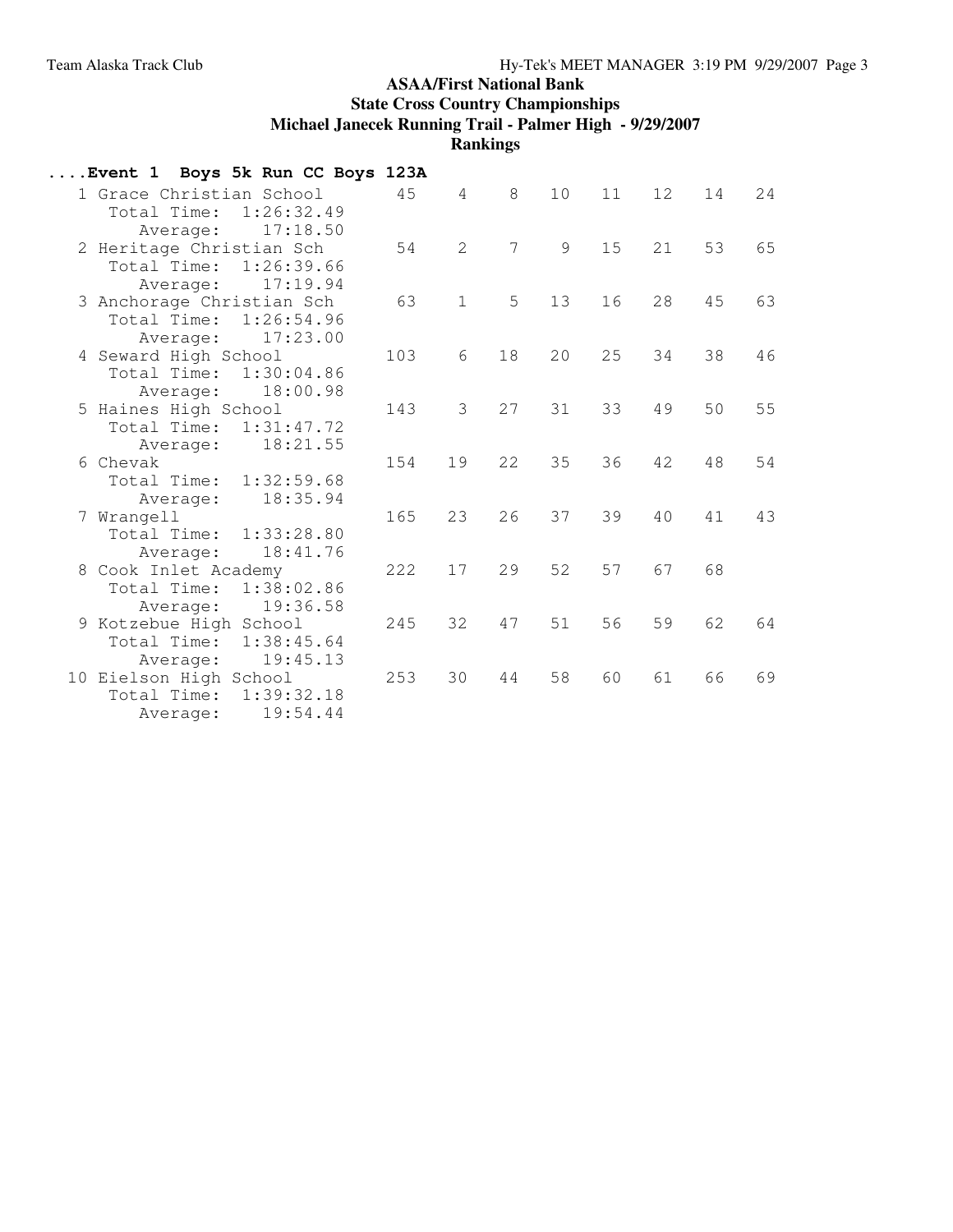**ASAA/First National Bank**
**State Cross Country Championships**
**Michael Janecek Running Trail - Palmer High - 9/29/2007**
**Rankings**

**....Event 1 Boys 5k Run CC Boys 123A**

| | | | | | | | | |
|---|---|---|---|---|---|---|---|---|
| 1 Grace Christian School | 45 | 4 | 8 | 10 | 11 | 12 | 14 | 24 |
| Total Time: 1:26:32.49 | | | | | | | | |
| Average: 17:18.50 | | | | | | | | |
| 2 Heritage Christian Sch | 54 | 2 | 7 | 9 | 15 | 21 | 53 | 65 |
| Total Time: 1:26:39.66 | | | | | | | | |
| Average: 17:19.94 | | | | | | | | |
| 3 Anchorage Christian Sch | 63 | 1 | 5 | 13 | 16 | 28 | 45 | 63 |
| Total Time: 1:26:54.96 | | | | | | | | |
| Average: 17:23.00 | | | | | | | | |
| 4 Seward High School | 103 | 6 | 18 | 20 | 25 | 34 | 38 | 46 |
| Total Time: 1:30:04.86 | | | | | | | | |
| Average: 18:00.98 | | | | | | | | |
| 5 Haines High School | 143 | 3 | 27 | 31 | 33 | 49 | 50 | 55 |
| Total Time: 1:31:47.72 | | | | | | | | |
| Average: 18:21.55 | | | | | | | | |
| 6 Chevak | 154 | 19 | 22 | 35 | 36 | 42 | 48 | 54 |
| Total Time: 1:32:59.68 | | | | | | | | |
| Average: 18:35.94 | | | | | | | | |
| 7 Wrangell | 165 | 23 | 26 | 37 | 39 | 40 | 41 | 43 |
| Total Time: 1:33:28.80 | | | | | | | | |
| Average: 18:41.76 | | | | | | | | |
| 8 Cook Inlet Academy | 222 | 17 | 29 | 52 | 57 | 67 | 68 | |
| Total Time: 1:38:02.86 | | | | | | | | |
| Average: 19:36.58 | | | | | | | | |
| 9 Kotzebue High School | 245 | 32 | 47 | 51 | 56 | 59 | 62 | 64 |
| Total Time: 1:38:45.64 | | | | | | | | |
| Average: 19:45.13 | | | | | | | | |
| 10 Eielson High School | 253 | 30 | 44 | 58 | 60 | 61 | 66 | 69 |
| Total Time: 1:39:32.18 | | | | | | | | |
| Average: 19:54.44 | | | | | | | | |